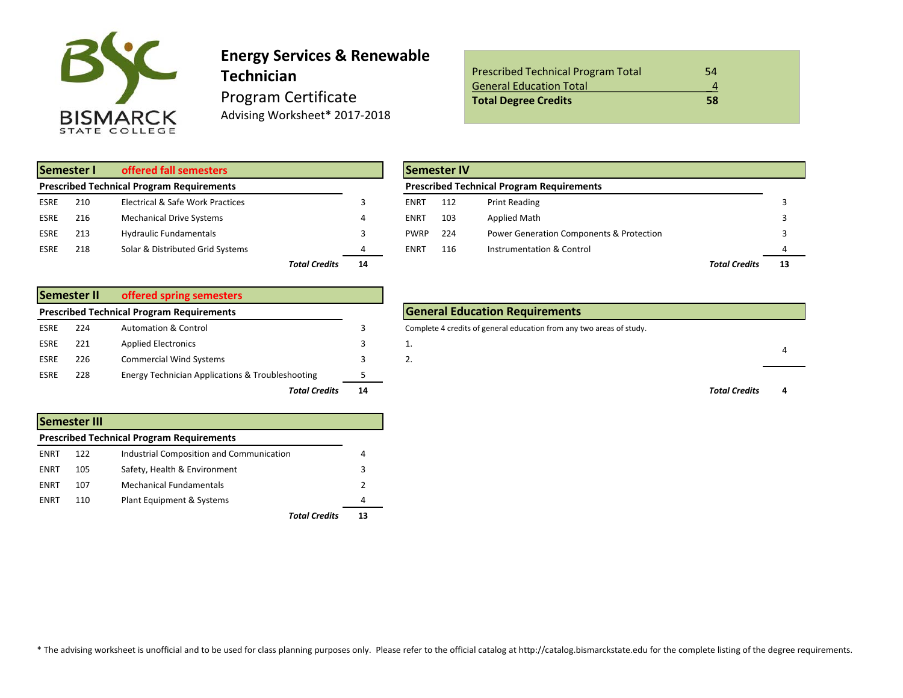BISMARCK STATE COLLEGE

# Energy Services & Renewable Technician

Program Certificate

Advising Worksheet* 2017-2018

| | |
|---|---|
| Prescribed Technical Program Total | 54 |
| General Education Total | 4 |
| **Total Degree Credits** | **58** |

## Semester I offered fall semesters

**Prescribed Technical Program Requirements**

| | | | |
|---|---|---|---|
| ESRE | 210 | Electrical & Safe Work Practices | 3 |
| ESRE | 216 | Mechanical Drive Systems | 4 |
| ESRE | 213 | Hydraulic Fundamentals | 3 |
| ESRE | 218 | Solar & Distributed Grid Systems | 4 |
| | | ***Total Credits*** | **14** |

## Semester II offered spring semesters

**Prescribed Technical Program Requirements**

| | | | |
|---|---|---|---|
| ESRE | 224 | Automation & Control | 3 |
| ESRE | 221 | Applied Electronics | 3 |
| ESRE | 226 | Commercial Wind Systems | 3 |
| ESRE | 228 | Energy Technician Applications & Troubleshooting | 5 |
| | | ***Total Credits*** | **14** |

## Semester III

**Prescribed Technical Program Requirements**

| | | | |
|---|---|---|---|
| ENRT | 122 | Industrial Composition and Communication | 4 |
| ENRT | 105 | Safety, Health & Environment | 3 |
| ENRT | 107 | Mechanical Fundamentals | 2 |
| ENRT | 110 | Plant Equipment & Systems | 4 |
| | | ***Total Credits*** | **13** |

## Semester IV

**Prescribed Technical Program Requirements**

| | | | |
|---|---|---|---|
| ENRT | 112 | Print Reading | 3 |
| ENRT | 103 | Applied Math | 3 |
| PWRP | 224 | Power Generation Components & Protection | 3 |
| ENRT | 116 | Instrumentation & Control | 4 |
| | | ***Total Credits*** | **13** |

## General Education Requirements

Complete 4 credits of general education from any two areas of study.

1.
2.

4

***Total Credits*** **4**

* The advising worksheet is unofficial and to be used for class planning purposes only. Please refer to the official catalog at http://catalog.bismarckstate.edu for the complete listing of the degree requirements.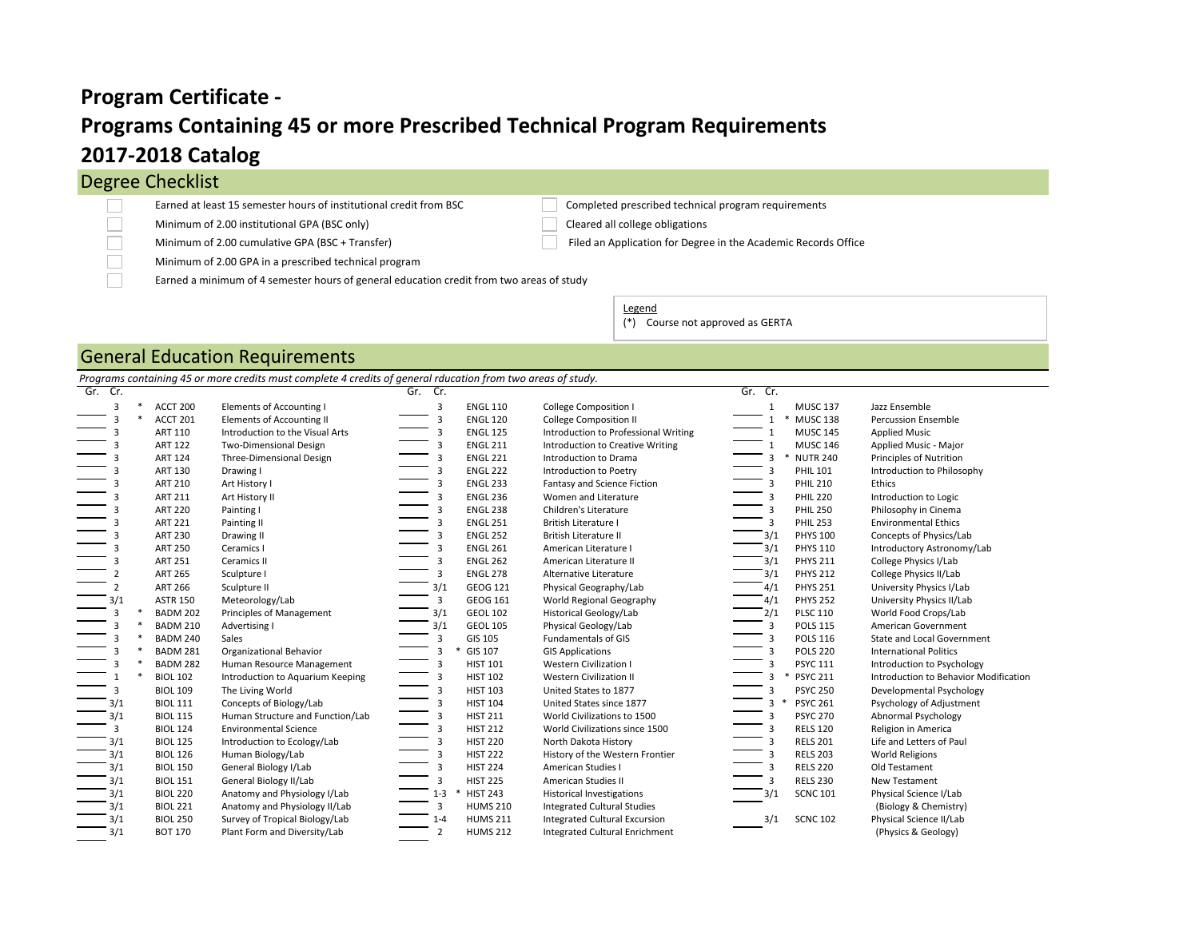# Program Certificate -

# Programs Containing 45 or more Prescribed Technical Program Requirements

# 2017-2018 Catalog

## Degree Checklist

- ☐ Earned at least 15 semester hours of institutional credit from BSC
- ☐ Minimum of 2.00 institutional GPA (BSC only)
- ☐ Minimum of 2.00 cumulative GPA (BSC + Transfer)
- ☐ Minimum of 2.00 GPA in a prescribed technical program
- ☐ Earned a minimum of 4 semester hours of general education credit from two areas of study
- ☐ Completed prescribed technical program requirements
- ☐ Cleared all college obligations
- ☐ Filed an Application for Degree in the Academic Records Office

Legend
(*) Course not approved as GERTA

## General Education Requirements

*Programs containing 45 or more credits must complete 4 credits of general rducation from two areas of study.*

| Gr. | Cr. | | Course | Title |
|---|---|---|---|---|
| | 3 | * | ACCT 200 | Elements of Accounting I |
| | 3 | * | ACCT 201 | Elements of Accounting II |
| | 3 | | ART 110 | Introduction to the Visual Arts |
| | 3 | | ART 122 | Two-Dimensional Design |
| | 3 | | ART 124 | Three-Dimensional Design |
| | 3 | | ART 130 | Drawing I |
| | 3 | | ART 210 | Art History I |
| | 3 | | ART 211 | Art History II |
| | 3 | | ART 220 | Painting I |
| | 3 | | ART 221 | Painting II |
| | 3 | | ART 230 | Drawing II |
| | 3 | | ART 250 | Ceramics I |
| | 3 | | ART 251 | Ceramics II |
| | 2 | | ART 265 | Sculpture I |
| | 2 | | ART 266 | Sculpture II |
| | 3/1 | | ASTR 150 | Meteorology/Lab |
| | 3 | * | BADM 202 | Principles of Management |
| | 3 | * | BADM 210 | Advertising I |
| | 3 | * | BADM 240 | Sales |
| | 3 | * | BADM 281 | Organizational Behavior |
| | 3 | * | BADM 282 | Human Resource Management |
| | 1 | * | BIOL 102 | Introduction to Aquarium Keeping |
| | 3 | | BIOL 109 | The Living World |
| | 3/1 | | BIOL 111 | Concepts of Biology/Lab |
| | 3/1 | | BIOL 115 | Human Structure and Function/Lab |
| | 3 | | BIOL 124 | Environmental Science |
| | 3/1 | | BIOL 125 | Introduction to Ecology/Lab |
| | 3/1 | | BIOL 126 | Human Biology/Lab |
| | 3/1 | | BIOL 150 | General Biology I/Lab |
| | 3/1 | | BIOL 151 | General Biology II/Lab |
| | 3/1 | | BIOL 220 | Anatomy and Physiology I/Lab |
| | 3/1 | | BIOL 221 | Anatomy and Physiology II/Lab |
| | 3/1 | | BIOL 250 | Survey of Tropical Biology/Lab |
| | 3/1 | | BOT 170 | Plant Form and Diversity/Lab |
| | 3 | | ENGL 110 | College Composition I |
| | 3 | | ENGL 120 | College Composition II |
| | 3 | | ENGL 125 | Introduction to Professional Writing |
| | 3 | | ENGL 211 | Introduction to Creative Writing |
| | 3 | | ENGL 221 | Introduction to Drama |
| | 3 | | ENGL 222 | Introduction to Poetry |
| | 3 | | ENGL 233 | Fantasy and Science Fiction |
| | 3 | | ENGL 236 | Women and Literature |
| | 3 | | ENGL 238 | Children's Literature |
| | 3 | | ENGL 251 | British Literature I |
| | 3 | | ENGL 252 | British Literature II |
| | 3 | | ENGL 261 | American Literature I |
| | 3 | | ENGL 262 | American Literature II |
| | 3 | | ENGL 278 | Alternative Literature |
| | 3/1 | | GEOG 121 | Physical Geography/Lab |
| | 3 | | GEOG 161 | World Regional Geography |
| | 3/1 | | GEOL 102 | Historical Geology/Lab |
| | 3/1 | | GEOL 105 | Physical Geology/Lab |
| | 3 | | GIS 105 | Fundamentals of GIS |
| | 3 | * | GIS 107 | GIS Applications |
| | 3 | | HIST 101 | Western Civilization I |
| | 3 | | HIST 102 | Western Civilization II |
| | 3 | | HIST 103 | United States to 1877 |
| | 3 | | HIST 104 | United States since 1877 |
| | 3 | | HIST 211 | World Civilizations to 1500 |
| | 3 | | HIST 212 | World Civilizations since 1500 |
| | 3 | | HIST 220 | North Dakota History |
| | 3 | | HIST 222 | History of the Western Frontier |
| | 3 | | HIST 224 | American Studies I |
| | 3 | | HIST 225 | American Studies II |
| | 1-3 | * | HIST 243 | Historical Investigations |
| | 3 | | HUMS 210 | Integrated Cultural Studies |
| | 1-4 | | HUMS 211 | Integrated Cultural Excursion |
| | 2 | | HUMS 212 | Integrated Cultural Enrichment |
| | 1 | | MUSC 137 | Jazz Ensemble |
| | 1 | * | MUSC 138 | Percussion Ensemble |
| | 1 | | MUSC 145 | Applied Music |
| | 1 | | MUSC 146 | Applied Music - Major |
| | 3 | * | NUTR 240 | Principles of Nutrition |
| | 3 | | PHIL 101 | Introduction to Philosophy |
| | 3 | | PHIL 210 | Ethics |
| | 3 | | PHIL 220 | Introduction to Logic |
| | 3 | | PHIL 250 | Philosophy in Cinema |
| | 3 | | PHIL 253 | Environmental Ethics |
| | 3/1 | | PHYS 100 | Concepts of Physics/Lab |
| | 3/1 | | PHYS 110 | Introductory Astronomy/Lab |
| | 3/1 | | PHYS 211 | College Physics I/Lab |
| | 3/1 | | PHYS 212 | College Physics II/Lab |
| | 4/1 | | PHYS 251 | University Physics I/Lab |
| | 4/1 | | PHYS 252 | University Physics II/Lab |
| | 2/1 | | PLSC 110 | World Food Crops/Lab |
| | 3 | | POLS 115 | American Government |
| | 3 | | POLS 116 | State and Local Government |
| | 3 | | POLS 220 | International Politics |
| | 3 | | PSYC 111 | Introduction to Psychology |
| | 3 | * | PSYC 211 | Introduction to Behavior Modification |
| | 3 | | PSYC 250 | Developmental Psychology |
| | 3 | * | PSYC 261 | Psychology of Adjustment |
| | 3 | | PSYC 270 | Abnormal Psychology |
| | 3 | | RELS 120 | Religion in America |
| | 3 | | RELS 201 | Life and Letters of Paul |
| | 3 | | RELS 203 | World Religions |
| | 3 | | RELS 220 | Old Testament |
| | 3 | | RELS 230 | New Testament |
| | 3/1 | | SCNC 101 | Physical Science I/Lab (Biology & Chemistry) |
| | 3/1 | | SCNC 102 | Physical Science II/Lab (Physics & Geology) |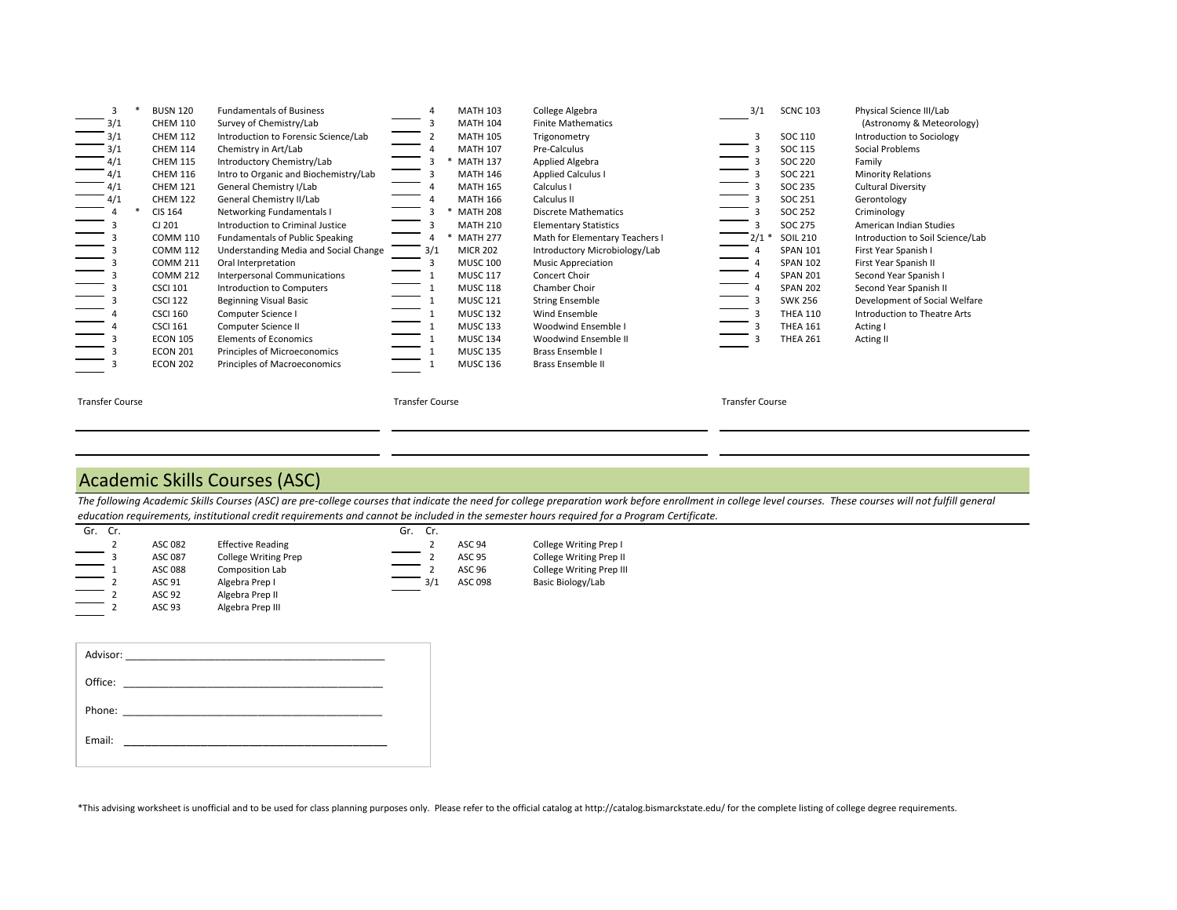| Gr. | Cr. | | Course | Title |
|---|---|---|---|---|
| | 3 | * | BUSN 120 | Fundamentals of Business |
| | 3/1 | | CHEM 110 | Survey of Chemistry/Lab |
| | 3/1 | | CHEM 112 | Introduction to Forensic Science/Lab |
| | 3/1 | | CHEM 114 | Chemistry in Art/Lab |
| | 4/1 | | CHEM 115 | Introductory Chemistry/Lab |
| | 4/1 | | CHEM 116 | Intro to Organic and Biochemistry/Lab |
| | 4/1 | | CHEM 121 | General Chemistry I/Lab |
| | 4/1 | | CHEM 122 | General Chemistry II/Lab |
| | 4 | * | CIS 164 | Networking Fundamentals I |
| | 3 | | CJ 201 | Introduction to Criminal Justice |
| | 3 | | COMM 110 | Fundamentals of Public Speaking |
| | 3 | | COMM 112 | Understanding Media and Social Change |
| | 3 | | COMM 211 | Oral Interpretation |
| | 3 | | COMM 212 | Interpersonal Communications |
| | 3 | | CSCI 101 | Introduction to Computers |
| | 3 | | CSCI 122 | Beginning Visual Basic |
| | 4 | | CSCI 160 | Computer Science I |
| | 4 | | CSCI 161 | Computer Science II |
| | 3 | | ECON 105 | Elements of Economics |
| | 3 | | ECON 201 | Principles of Microeconomics |
| | 3 | | ECON 202 | Principles of Macroeconomics |
| | 4 | | MATH 103 | College Algebra |
| | 3 | | MATH 104 | Finite Mathematics |
| | 2 | | MATH 105 | Trigonometry |
| | 4 | | MATH 107 | Pre-Calculus |
| | 3 | * | MATH 137 | Applied Algebra |
| | 3 | | MATH 146 | Applied Calculus I |
| | 4 | | MATH 165 | Calculus I |
| | 4 | | MATH 166 | Calculus II |
| | 3 | * | MATH 208 | Discrete Mathematics |
| | 3 | | MATH 210 | Elementary Statistics |
| | 4 | * | MATH 277 | Math for Elementary Teachers I |
| | 3/1 | | MICR 202 | Introductory Microbiology/Lab |
| | 3 | | MUSC 100 | Music Appreciation |
| | 1 | | MUSC 117 | Concert Choir |
| | 1 | | MUSC 118 | Chamber Choir |
| | 1 | | MUSC 121 | String Ensemble |
| | 1 | | MUSC 132 | Wind Ensemble |
| | 1 | | MUSC 133 | Woodwind Ensemble I |
| | 1 | | MUSC 134 | Woodwind Ensemble II |
| | 1 | | MUSC 135 | Brass Ensemble I |
| | 1 | | MUSC 136 | Brass Ensemble II |
| | 3/1 | | SCNC 103 | Physical Science III/Lab (Astronomy & Meteorology) |
| | 3 | | SOC 110 | Introduction to Sociology |
| | 3 | | SOC 115 | Social Problems |
| | 3 | | SOC 220 | Family |
| | 3 | | SOC 221 | Minority Relations |
| | 3 | | SOC 235 | Cultural Diversity |
| | 3 | | SOC 251 | Gerontology |
| | 3 | | SOC 252 | Criminology |
| | 3 | | SOC 275 | American Indian Studies |
| | 2/1 | * | SOIL 210 | Introduction to Soil Science/Lab |
| | 4 | | SPAN 101 | First Year Spanish I |
| | 4 | | SPAN 102 | First Year Spanish II |
| | 4 | | SPAN 201 | Second Year Spanish I |
| | 4 | | SPAN 202 | Second Year Spanish II |
| | 3 | | SWK 256 | Development of Social Welfare |
| | 3 | | THEA 110 | Introduction to Theatre Arts |
| | 3 | | THEA 161 | Acting I |
| | 3 | | THEA 261 | Acting II |

Transfer Course ______________________

Transfer Course ______________________

Transfer Course ______________________

## Academic Skills Courses (ASC)

*The following Academic Skills Courses (ASC) are pre-college courses that indicate the need for college preparation work before enrollment in college level courses. These courses will not fulfill general education requirements, institutional credit requirements and cannot be included in the semester hours required for a Program Certificate.*

| Gr. | Cr. | Course | Title |
|---|---|---|---|
| | 2 | ASC 082 | Effective Reading |
| | 3 | ASC 087 | College Writing Prep |
| | 1 | ASC 088 | Composition Lab |
| | 2 | ASC 91 | Algebra Prep I |
| | 2 | ASC 92 | Algebra Prep II |
| | 2 | ASC 93 | Algebra Prep III |
| | 2 | ASC 94 | College Writing Prep I |
| | 2 | ASC 95 | College Writing Prep II |
| | 2 | ASC 96 | College Writing Prep III |
| | 3/1 | ASC 098 | Basic Biology/Lab |

Advisor: ______________________

Office: ______________________

Phone: ______________________

Email: ______________________

*This advising worksheet is unofficial and to be used for class planning purposes only. Please refer to the official catalog at http://catalog.bismarckstate.edu/ for the complete listing of college degree requirements.